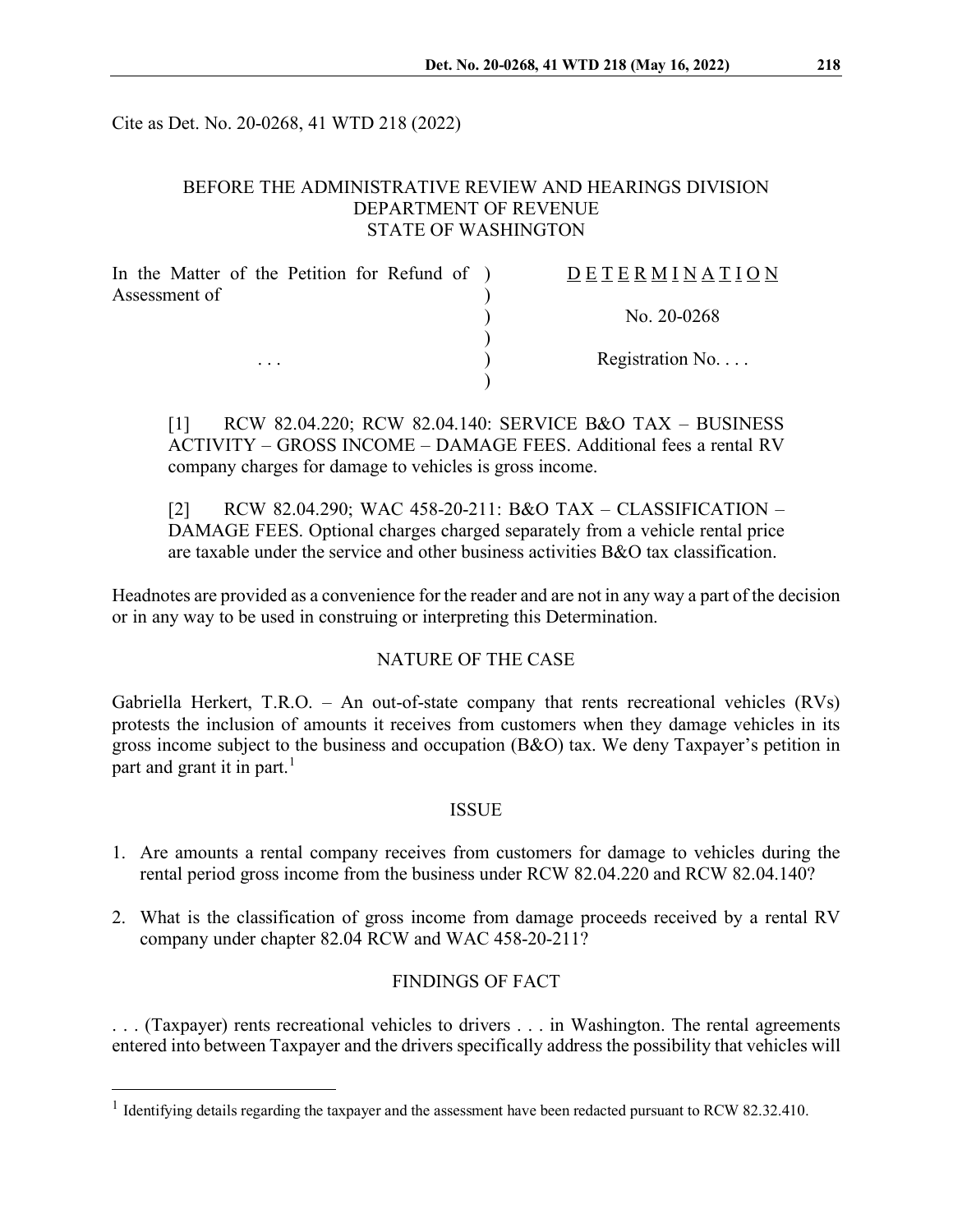Cite as Det. No. 20-0268, 41 WTD 218 (2022)

BEFORE THE ADMINISTRATIVE REVIEW AND HEARINGS DIVISION
DEPARTMENT OF REVENUE
STATE OF WASHINGTON

| | |
|---|---|
| In the Matter of the Petition for Refund of Assessment of | DETERMINATION |
| | No. 20-0268 |
| . . . | Registration No. . . . |

[1] RCW 82.04.220; RCW 82.04.140: SERVICE B&O TAX – BUSINESS ACTIVITY – GROSS INCOME – DAMAGE FEES. Additional fees a rental RV company charges for damage to vehicles is gross income.

[2] RCW 82.04.290; WAC 458-20-211: B&O TAX – CLASSIFICATION – DAMAGE FEES. Optional charges charged separately from a vehicle rental price are taxable under the service and other business activities B&O tax classification.

Headnotes are provided as a convenience for the reader and are not in any way a part of the decision or in any way to be used in construing or interpreting this Determination.

## NATURE OF THE CASE

Gabriella Herkert, T.R.O. – An out-of-state company that rents recreational vehicles (RVs) protests the inclusion of amounts it receives from customers when they damage vehicles in its gross income subject to the business and occupation (B&O) tax. We deny Taxpayer's petition in part and grant it in part.[1]

## ISSUE

1. Are amounts a rental company receives from customers for damage to vehicles during the rental period gross income from the business under RCW 82.04.220 and RCW 82.04.140?
2. What is the classification of gross income from damage proceeds received by a rental RV company under chapter 82.04 RCW and WAC 458-20-211?

## FINDINGS OF FACT

. . . (Taxpayer) rents recreational vehicles to drivers . . . in Washington. The rental agreements entered into between Taxpayer and the drivers specifically address the possibility that vehicles will

[1] Identifying details regarding the taxpayer and the assessment have been redacted pursuant to RCW 82.32.410.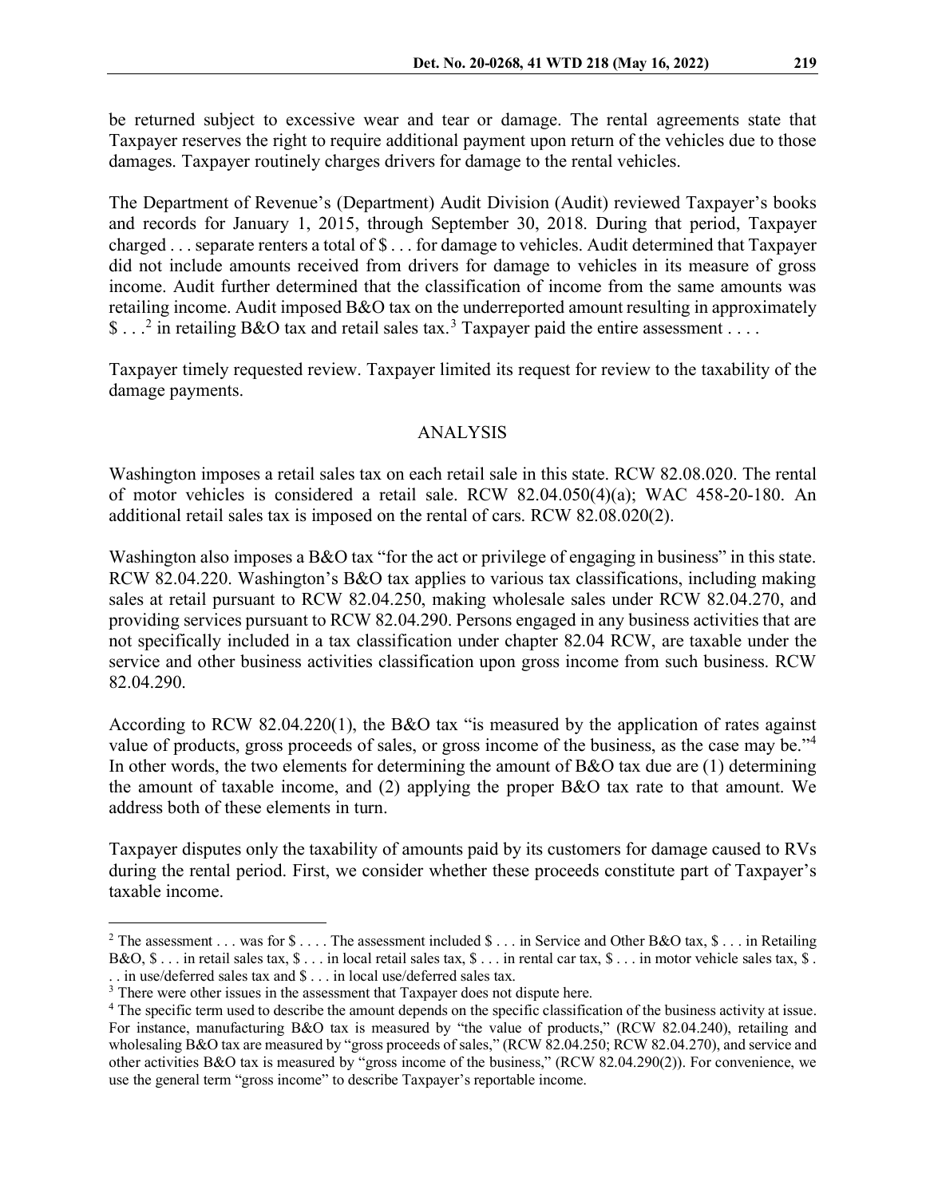be returned subject to excessive wear and tear or damage. The rental agreements state that Taxpayer reserves the right to require additional payment upon return of the vehicles due to those damages. Taxpayer routinely charges drivers for damage to the rental vehicles.

The Department of Revenue's (Department) Audit Division (Audit) reviewed Taxpayer's books and records for January 1, 2015, through September 30, 2018. During that period, Taxpayer charged . . . separate renters a total of $ . . . for damage to vehicles. Audit determined that Taxpayer did not include amounts received from drivers for damage to vehicles in its measure of gross income. Audit further determined that the classification of income from the same amounts was retailing income. Audit imposed B&O tax on the underreported amount resulting in approximately $ . . .[2] in retailing B&O tax and retail sales tax.[3] Taxpayer paid the entire assessment . . . .

Taxpayer timely requested review. Taxpayer limited its request for review to the taxability of the damage payments.

## ANALYSIS

Washington imposes a retail sales tax on each retail sale in this state. RCW 82.08.020. The rental of motor vehicles is considered a retail sale. RCW 82.04.050(4)(a); WAC 458-20-180. An additional retail sales tax is imposed on the rental of cars. RCW 82.08.020(2).

Washington also imposes a B&O tax "for the act or privilege of engaging in business" in this state. RCW 82.04.220. Washington's B&O tax applies to various tax classifications, including making sales at retail pursuant to RCW 82.04.250, making wholesale sales under RCW 82.04.270, and providing services pursuant to RCW 82.04.290. Persons engaged in any business activities that are not specifically included in a tax classification under chapter 82.04 RCW, are taxable under the service and other business activities classification upon gross income from such business. RCW 82.04.290.

According to RCW 82.04.220(1), the B&O tax "is measured by the application of rates against value of products, gross proceeds of sales, or gross income of the business, as the case may be."[4] In other words, the two elements for determining the amount of B&O tax due are (1) determining the amount of taxable income, and (2) applying the proper B&O tax rate to that amount. We address both of these elements in turn.

Taxpayer disputes only the taxability of amounts paid by its customers for damage caused to RVs during the rental period. First, we consider whether these proceeds constitute part of Taxpayer's taxable income.

---

[2] The assessment . . . was for $ . . . . The assessment included $ . . . in Service and Other B&O tax, $ . . . in Retailing B&O, $ . . . in retail sales tax, $ . . . in local retail sales tax, $ . . . in rental car tax, $ . . . in motor vehicle sales tax, $ . . . in use/deferred sales tax and $ . . . in local use/deferred sales tax.

[3] There were other issues in the assessment that Taxpayer does not dispute here.

[4] The specific term used to describe the amount depends on the specific classification of the business activity at issue. For instance, manufacturing B&O tax is measured by "the value of products," (RCW 82.04.240), retailing and wholesaling B&O tax are measured by "gross proceeds of sales," (RCW 82.04.250; RCW 82.04.270), and service and other activities B&O tax is measured by "gross income of the business," (RCW 82.04.290(2)). For convenience, we use the general term "gross income" to describe Taxpayer's reportable income.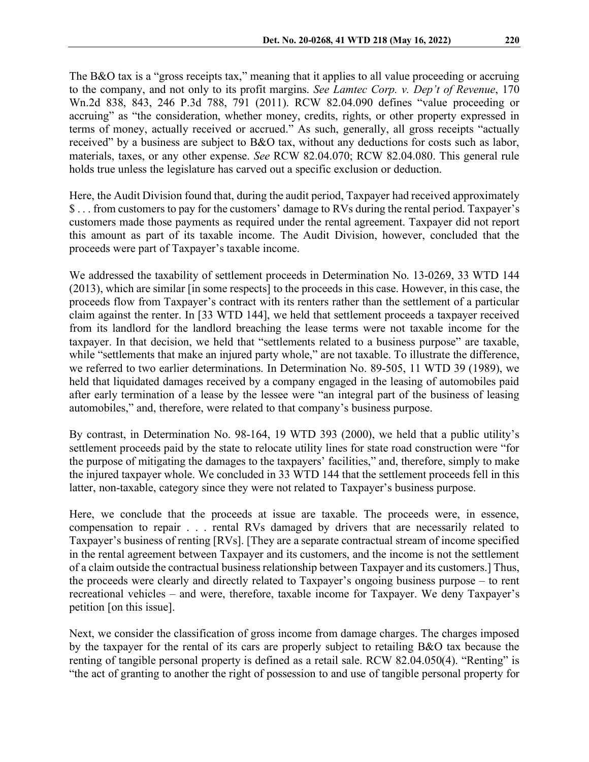The B&O tax is a "gross receipts tax," meaning that it applies to all value proceeding or accruing to the company, and not only to its profit margins. *See Lamtec Corp. v. Dep't of Revenue*, 170 Wn.2d 838, 843, 246 P.3d 788, 791 (2011). RCW 82.04.090 defines "value proceeding or accruing" as "the consideration, whether money, credits, rights, or other property expressed in terms of money, actually received or accrued." As such, generally, all gross receipts "actually received" by a business are subject to B&O tax, without any deductions for costs such as labor, materials, taxes, or any other expense. *See* RCW 82.04.070; RCW 82.04.080. This general rule holds true unless the legislature has carved out a specific exclusion or deduction.

Here, the Audit Division found that, during the audit period, Taxpayer had received approximately $ . . . from customers to pay for the customers' damage to RVs during the rental period. Taxpayer's customers made those payments as required under the rental agreement. Taxpayer did not report this amount as part of its taxable income. The Audit Division, however, concluded that the proceeds were part of Taxpayer's taxable income.

We addressed the taxability of settlement proceeds in Determination No. 13-0269, 33 WTD 144 (2013), which are similar [in some respects] to the proceeds in this case. However, in this case, the proceeds flow from Taxpayer's contract with its renters rather than the settlement of a particular claim against the renter. In [33 WTD 144], we held that settlement proceeds a taxpayer received from its landlord for the landlord breaching the lease terms were not taxable income for the taxpayer. In that decision, we held that "settlements related to a business purpose" are taxable, while "settlements that make an injured party whole," are not taxable. To illustrate the difference, we referred to two earlier determinations. In Determination No. 89-505, 11 WTD 39 (1989), we held that liquidated damages received by a company engaged in the leasing of automobiles paid after early termination of a lease by the lessee were "an integral part of the business of leasing automobiles," and, therefore, were related to that company's business purpose.

By contrast, in Determination No. 98-164, 19 WTD 393 (2000), we held that a public utility's settlement proceeds paid by the state to relocate utility lines for state road construction were "for the purpose of mitigating the damages to the taxpayers' facilities," and, therefore, simply to make the injured taxpayer whole. We concluded in 33 WTD 144 that the settlement proceeds fell in this latter, non-taxable, category since they were not related to Taxpayer's business purpose.

Here, we conclude that the proceeds at issue are taxable. The proceeds were, in essence, compensation to repair . . . rental RVs damaged by drivers that are necessarily related to Taxpayer's business of renting [RVs]. [They are a separate contractual stream of income specified in the rental agreement between Taxpayer and its customers, and the income is not the settlement of a claim outside the contractual business relationship between Taxpayer and its customers.] Thus, the proceeds were clearly and directly related to Taxpayer's ongoing business purpose – to rent recreational vehicles – and were, therefore, taxable income for Taxpayer. We deny Taxpayer's petition [on this issue].

Next, we consider the classification of gross income from damage charges. The charges imposed by the taxpayer for the rental of its cars are properly subject to retailing B&O tax because the renting of tangible personal property is defined as a retail sale. RCW 82.04.050(4). "Renting" is "the act of granting to another the right of possession to and use of tangible personal property for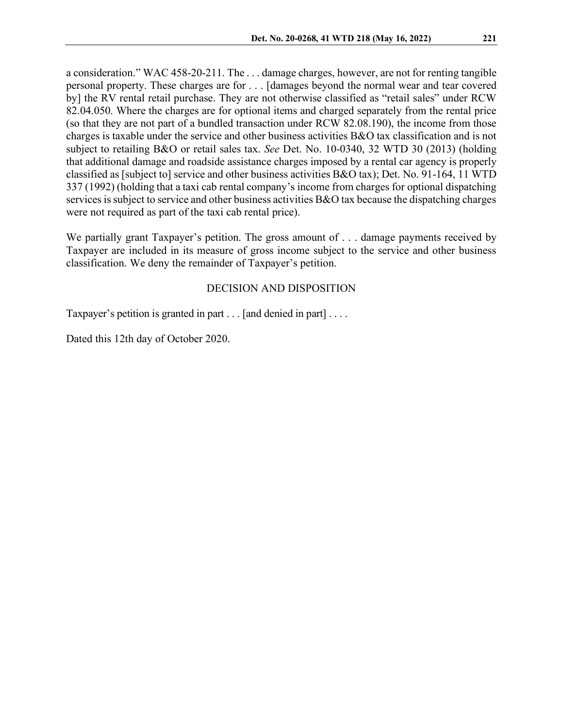a consideration." WAC 458-20-211. The . . . damage charges, however, are not for renting tangible personal property. These charges are for . . . [damages beyond the normal wear and tear covered by] the RV rental retail purchase. They are not otherwise classified as "retail sales" under RCW 82.04.050. Where the charges are for optional items and charged separately from the rental price (so that they are not part of a bundled transaction under RCW 82.08.190), the income from those charges is taxable under the service and other business activities B&O tax classification and is not subject to retailing B&O or retail sales tax. *See* Det. No. 10-0340, 32 WTD 30 (2013) (holding that additional damage and roadside assistance charges imposed by a rental car agency is properly classified as [subject to] service and other business activities B&O tax); Det. No. 91-164, 11 WTD 337 (1992) (holding that a taxi cab rental company's income from charges for optional dispatching services is subject to service and other business activities B&O tax because the dispatching charges were not required as part of the taxi cab rental price).

We partially grant Taxpayer's petition. The gross amount of . . . damage payments received by Taxpayer are included in its measure of gross income subject to the service and other business classification. We deny the remainder of Taxpayer's petition.

## DECISION AND DISPOSITION

Taxpayer's petition is granted in part . . . [and denied in part] . . . .

Dated this 12th day of October 2020.